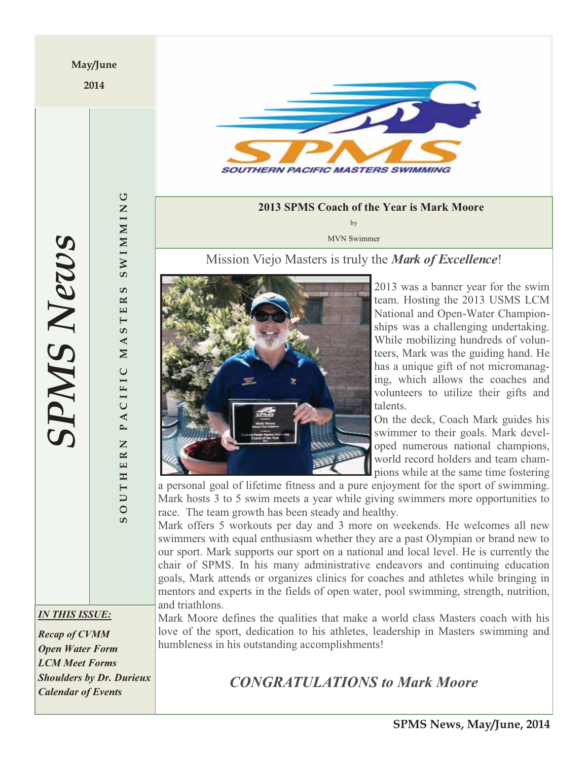May/June

2014

# SPMS News

SOUTHERN PACIFIC MASTERS SWIMMING

**IN THIS ISSUE:**

*Recap of CVMM*
*Open Water Form*
*LCM Meet Forms*
*Shoulders by Dr. Durieux*
*Calendar of Events*

## 2013 SPMS Coach of the Year is Mark Moore

by

MVN Swimmer

Mission Viejo Masters is truly the ***Mark of Excellence***!

2013 was a banner year for the swim team. Hosting the 2013 USMS LCM National and Open-Water Championships was a challenging undertaking. While mobilizing hundreds of volunteers, Mark was the guiding hand. He has a unique gift of not micromanaging, which allows the coaches and volunteers to utilize their gifts and talents.

On the deck, Coach Mark guides his swimmer to their goals. Mark developed numerous national champions, world record holders and team champions while at the same time fostering a personal goal of lifetime fitness and a pure enjoyment for the sport of swimming. Mark hosts 3 to 5 swim meets a year while giving swimmers more opportunities to race. The team growth has been steady and healthy.

Mark offers 5 workouts per day and 3 more on weekends. He welcomes all new swimmers with equal enthusiasm whether they are a past Olympian or brand new to our sport. Mark supports our sport on a national and local level. He is currently the chair of SPMS. In his many administrative endeavors and continuing education goals, Mark attends or organizes clinics for coaches and athletes while bringing in mentors and experts in the fields of open water, pool swimming, strength, nutrition, and triathlons.

Mark Moore defines the qualities that make a world class Masters coach with his love of the sport, dedication to his athletes, leadership in Masters swimming and humbleness in his outstanding accomplishments!

***CONGRATULATIONS to Mark Moore***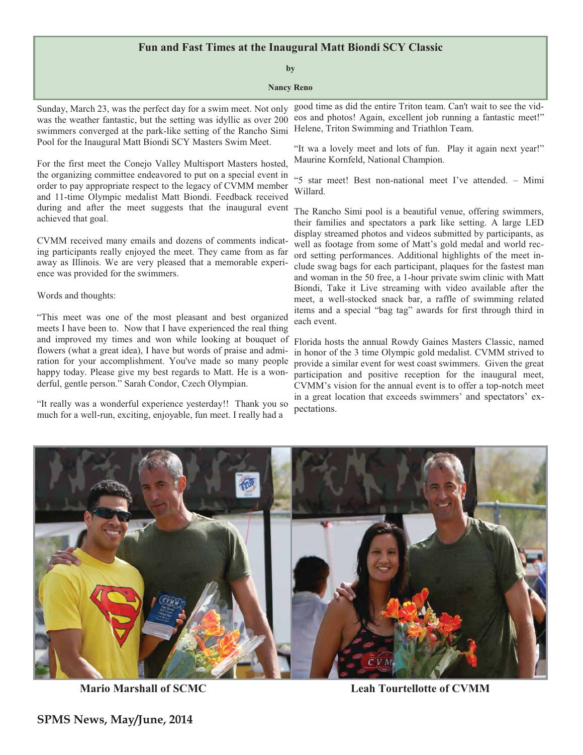## Fun and Fast Times at the Inaugural Matt Biondi SCY Classic

**by**

**Nancy Reno**

Sunday, March 23, was the perfect day for a swim meet. Not only was the weather fantastic, but the setting was idyllic as over 200 swimmers converged at the park-like setting of the Rancho Simi Pool for the Inaugural Matt Biondi SCY Masters Swim Meet.

For the first meet the Conejo Valley Multisport Masters hosted, the organizing committee endeavored to put on a special event in order to pay appropriate respect to the legacy of CVMM member and 11-time Olympic medalist Matt Biondi. Feedback received during and after the meet suggests that the inaugural event achieved that goal.

CVMM received many emails and dozens of comments indicating participants really enjoyed the meet. They came from as far away as Illinois. We are very pleased that a memorable experience was provided for the swimmers.

Words and thoughts:

"This meet was one of the most pleasant and best organized meets I have been to. Now that I have experienced the real thing and improved my times and won while looking at bouquet of flowers (what a great idea), I have but words of praise and admiration for your accomplishment. You've made so many people happy today. Please give my best regards to Matt. He is a wonderful, gentle person." Sarah Condor, Czech Olympian.

"It really was a wonderful experience yesterday!! Thank you so much for a well-run, exciting, enjoyable, fun meet. I really had a good time as did the entire Triton team. Can't wait to see the videos and photos! Again, excellent job running a fantastic meet!" Helene, Triton Swimming and Triathlon Team.

"It wa a lovely meet and lots of fun. Play it again next year!" Maurine Kornfeld, National Champion.

"5 star meet! Best non-national meet I've attended. – Mimi Willard.

The Rancho Simi pool is a beautiful venue, offering swimmers, their families and spectators a park like setting. A large LED display streamed photos and videos submitted by participants, as well as footage from some of Matt's gold medal and world record setting performances. Additional highlights of the meet include swag bags for each participant, plaques for the fastest man and woman in the 50 free, a 1-hour private swim clinic with Matt Biondi, Take it Live streaming with video available after the meet, a well-stocked snack bar, a raffle of swimming related items and a special "bag tag" awards for first through third in each event.

Florida hosts the annual Rowdy Gaines Masters Classic, named in honor of the 3 time Olympic gold medalist. CVMM strived to provide a similar event for west coast swimmers. Given the great participation and positive reception for the inaugural meet, CVMM's vision for the annual event is to offer a top-notch meet in a great location that exceeds swimmers' and spectators' expectations.

**Mario Marshall of SCMC**

**Leah Tourtellotte of CVMM**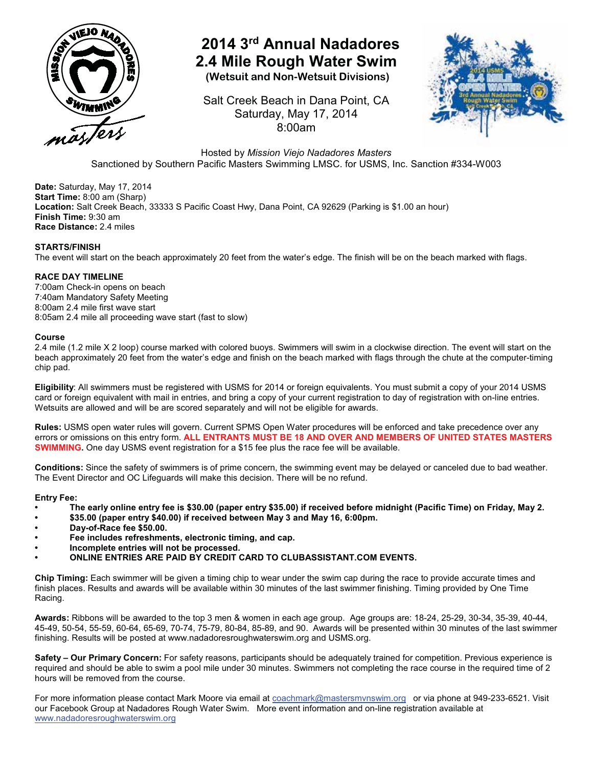# 2014 3rd Annual Nadadores 2.4 Mile Rough Water Swim

**(Wetsuit and Non-Wetsuit Divisions)**

Salt Creek Beach in Dana Point, CA
Saturday, May 17, 2014
8:00am

Hosted by *Mission Viejo Nadadores Masters*
Sanctioned by Southern Pacific Masters Swimming LMSC. for USMS, Inc. Sanction #334-W003

**Date:** Saturday, May 17, 2014
**Start Time:** 8:00 am (Sharp)
**Location:** Salt Creek Beach, 33333 S Pacific Coast Hwy, Dana Point, CA 92629 (Parking is $1.00 an hour)
**Finish Time:** 9:30 am
**Race Distance:** 2.4 miles

**STARTS/FINISH**
The event will start on the beach approximately 20 feet from the water's edge. The finish will be on the beach marked with flags.

**RACE DAY TIMELINE**
7:00am Check-in opens on beach
7:40am Mandatory Safety Meeting
8:00am 2.4 mile first wave start
8:05am 2.4 mile all proceeding wave start (fast to slow)

**Course**
2.4 mile (1.2 mile X 2 loop) course marked with colored buoys. Swimmers will swim in a clockwise direction. The event will start on the beach approximately 20 feet from the water's edge and finish on the beach marked with flags through the chute at the computer-timing chip pad.

**Eligibility**: All swimmers must be registered with USMS for 2014 or foreign equivalents. You must submit a copy of your 2014 USMS card or foreign equivalent with mail in entries, and bring a copy of your current registration to day of registration with on-line entries. Wetsuits are allowed and will be are scored separately and will not be eligible for awards.

**Rules:** USMS open water rules will govern. Current SPMS Open Water procedures will be enforced and take precedence over any errors or omissions on this entry form. **ALL ENTRANTS MUST BE 18 AND OVER AND MEMBERS OF UNITED STATES MASTERS SWIMMING.** One day USMS event registration for a $15 fee plus the race fee will be available.

**Conditions:** Since the safety of swimmers is of prime concern, the swimming event may be delayed or canceled due to bad weather. The Event Director and OC Lifeguards will make this decision. There will be no refund.

**Entry Fee:**
- **The early online entry fee is $30.00 (paper entry $35.00) if received before midnight (Pacific Time) on Friday, May 2.**
- **$35.00 (paper entry $40.00) if received between May 3 and May 16, 6:00pm.**
- **Day-of-Race fee $50.00.**
- **Fee includes refreshments, electronic timing, and cap.**
- **Incomplete entries will not be processed.**
- **ONLINE ENTRIES ARE PAID BY CREDIT CARD TO CLUBASSISTANT.COM EVENTS.**

**Chip Timing:** Each swimmer will be given a timing chip to wear under the swim cap during the race to provide accurate times and finish places. Results and awards will be available within 30 minutes of the last swimmer finishing. Timing provided by One Time Racing.

**Awards:** Ribbons will be awarded to the top 3 men & women in each age group. Age groups are: 18-24, 25-29, 30-34, 35-39, 40-44, 45-49, 50-54, 55-59, 60-64, 65-69, 70-74, 75-79, 80-84, 85-89, and 90. Awards will be presented within 30 minutes of the last swimmer finishing. Results will be posted at www.nadadoresroughwaterswim.org and USMS.org.

**Safety – Our Primary Concern:** For safety reasons, participants should be adequately trained for competition. Previous experience is required and should be able to swim a pool mile under 30 minutes. Swimmers not completing the race course in the required time of 2 hours will be removed from the course.

For more information please contact Mark Moore via email at coachmark@mastersmvnswim.org or via phone at 949-233-6521. Visit our Facebook Group at Nadadores Rough Water Swim. More event information and on-line registration available at www.nadadoresroughwaterswim.org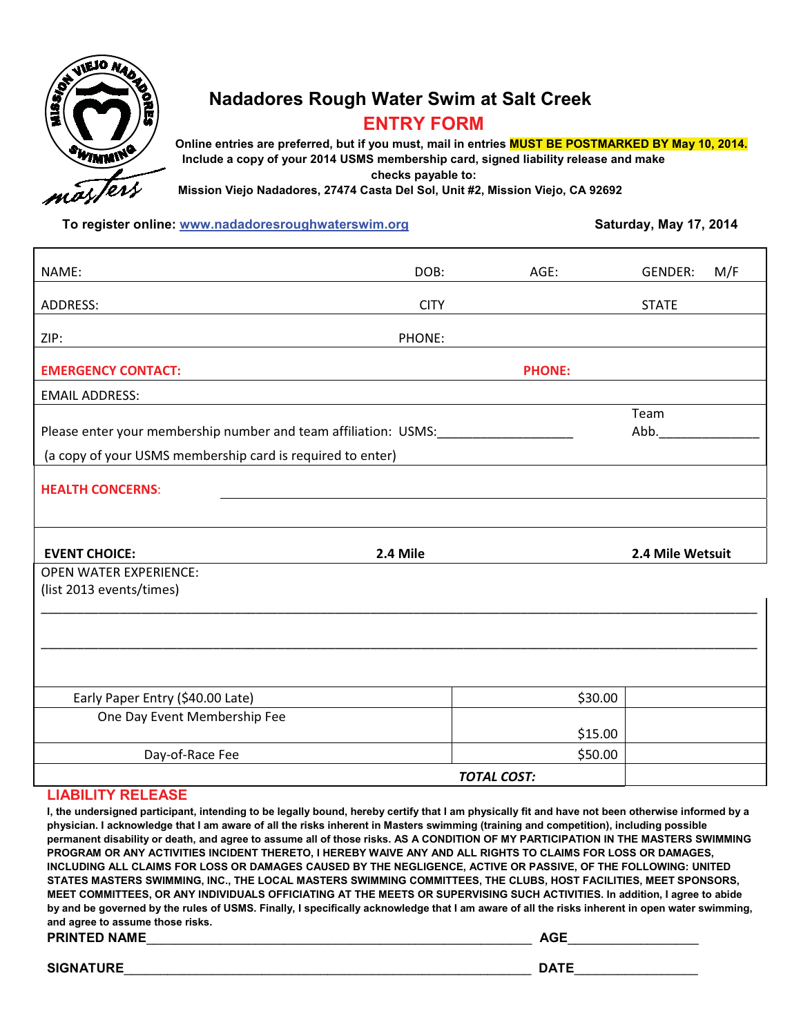# Nadadores Rough Water Swim at Salt Creek

## ENTRY FORM

**Online entries are preferred, but if you must, mail in entries MUST BE POSTMARKED BY May 10, 2014. Include a copy of your 2014 USMS membership card, signed liability release and make checks payable to:**
**Mission Viejo Nadadores, 27474 Casta Del Sol, Unit #2, Mission Viejo, CA 92692**

**To register online: www.nadadoresroughwaterswim.org**

**Saturday, May 17, 2014**

NAME: DOB: AGE: GENDER: M/F

ADDRESS: CITY STATE

ZIP: PHONE:

**EMERGENCY CONTACT:** **PHONE:**

EMAIL ADDRESS:

Please enter your membership number and team affiliation: USMS:___________________ Team Abb.______________

(a copy of your USMS membership card is required to enter)

**HEALTH CONCERNS:**

**EVENT CHOICE:** **2.4 Mile** **2.4 Mile Wetsuit**

OPEN WATER EXPERIENCE:
(list 2013 events/times)

______________________________________________________________________________

______________________________________________________________________________

| | | |
|---|---|---|
| Early Paper Entry ($40.00 Late) | $30.00 | |
| One Day Event Membership Fee | $15.00 | |
| Day-of-Race Fee | $50.00 | |
| | ***TOTAL COST:*** | |

## LIABILITY RELEASE

**I, the undersigned participant, intending to be legally bound, hereby certify that I am physically fit and have not been otherwise informed by a physician. I acknowledge that I am aware of all the risks inherent in Masters swimming (training and competition), including possible permanent disability or death, and agree to assume all of those risks. AS A CONDITION OF MY PARTICIPATION IN THE MASTERS SWIMMING PROGRAM OR ANY ACTIVITIES INCIDENT THERETO, I HEREBY WAIVE ANY AND ALL RIGHTS TO CLAIMS FOR LOSS OR DAMAGES, INCLUDING ALL CLAIMS FOR LOSS OR DAMAGES CAUSED BY THE NEGLIGENCE, ACTIVE OR PASSIVE, OF THE FOLLOWING: UNITED STATES MASTERS SWIMMING, INC., THE LOCAL MASTERS SWIMMING COMMITTEES, THE CLUBS, HOST FACILITIES, MEET SPONSORS, MEET COMMITTEES, OR ANY INDIVIDUALS OFFICIATING AT THE MEETS OR SUPERVISING SUCH ACTIVITIES. In addition, I agree to abide by and be governed by the rules of USMS. Finally, I specifically acknowledge that I am aware of all the risks inherent in open water swimming, and agree to assume those risks.**

**PRINTED NAME**_______________________________________________ **AGE**_________________

**SIGNATURE**_________________________________________________ **DATE**________________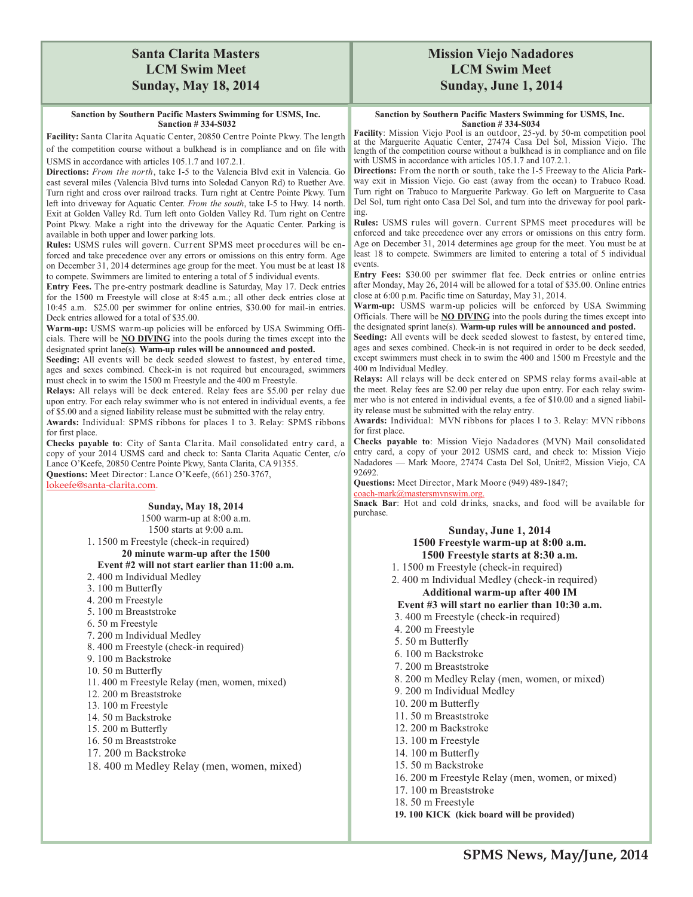# Santa Clarita Masters LCM Swim Meet Sunday, May 18, 2014

**Sanction by Southern Pacific Masters Swimming for USMS, Inc.**
**Sanction # 334-S032**

**Facility:** Santa Clarita Aquatic Center, 20850 Centre Pointe Pkwy. The length of the competition course without a bulkhead is in compliance and on file with USMS in accordance with articles 105.1.7 and 107.2.1.

**Directions:** *From the north*, take I-5 to the Valencia Blvd exit in Valencia. Go east several miles (Valencia Blvd turns into Soledad Canyon Rd) to Ruether Ave. Turn right and cross over railroad tracks. Turn right at Centre Pointe Pkwy. Turn left into driveway for Aquatic Center. *From the south*, take I-5 to Hwy. 14 north. Exit at Golden Valley Rd. Turn left onto Golden Valley Rd. Turn right on Centre Point Pkwy. Make a right into the driveway for the Aquatic Center. Parking is available in both upper and lower parking lots.

**Rules:** USMS rules will govern. Current SPMS meet procedures will be enforced and take precedence over any errors or omissions on this entry form. Age on December 31, 2014 determines age group for the meet. You must be at least 18 to compete. Swimmers are limited to entering a total of 5 individual events.

**Entry Fees.** The pre-entry postmark deadline is Saturday, May 17. Deck entries for the 1500 m Freestyle will close at 8:45 a.m.; all other deck entries close at 10:45 a.m. $25.00 per swimmer for online entries, $30.00 for mail-in entries. Deck entries allowed for a total of $35.00.

**Warm-up:** USMS warm-up policies will be enforced by USA Swimming Officials. There will be **NO DIVING** into the pools during the times except into the designated sprint lane(s). **Warm-up rules will be announced and posted.**

**Seeding:** All events will be deck seeded slowest to fastest, by entered time, ages and sexes combined. Check-in is not required but encouraged, swimmers must check in to swim the 1500 m Freestyle and the 400 m Freestyle.

**Relays:** All relays will be deck entered. Relay fees are $5.00 per relay due upon entry. For each relay swimmer who is not entered in individual events, a fee of $5.00 and a signed liability release must be submitted with the relay entry.

**Awards:** Individual: SPMS ribbons for places 1 to 3. Relay: SPMS ribbons for first place.

**Checks payable to**: City of Santa Clarita. Mail consolidated entry card, a copy of your 2014 USMS card and check to: Santa Clarita Aquatic Center, c/o Lance O'Keefe, 20850 Centre Pointe Pkwy, Santa Clarita, CA 91355.

**Questions:** Meet Director: Lance O'Keefe, (661) 250-3767, lokeefe@santa-clarita.com.

**Sunday, May 18, 2014**
1500 warm-up at 8:00 a.m.
1500 starts at 9:00 a.m.

1. 1500 m Freestyle (check-in required)

**20 minute warm-up after the 1500**
**Event #2 will not start earlier than 11:00 a.m.**

2. 400 m Individual Medley
3. 100 m Butterfly
4. 200 m Freestyle
5. 100 m Breaststroke
6. 50 m Freestyle
7. 200 m Individual Medley
8. 400 m Freestyle (check-in required)
9. 100 m Backstroke
10. 50 m Butterfly
11. 400 m Freestyle Relay (men, women, mixed)
12. 200 m Breaststroke
13. 100 m Freestyle
14. 50 m Backstroke
15. 200 m Butterfly
16. 50 m Breaststroke
17. 200 m Backstroke
18. 400 m Medley Relay (men, women, mixed)

# Mission Viejo Nadadores LCM Swim Meet Sunday, June 1, 2014

**Sanction by Southern Pacific Masters Swimming for USMS, Inc.**
**Sanction # 334-S034**

**Facility**: Mission Viejo Pool is an outdoor, 25-yd. by 50-m competition pool at the Marguerite Aquatic Center, 27474 Casa Del Sol, Mission Viejo. The length of the competition course without a bulkhead is in compliance and on file with USMS in accordance with articles 105.1.7 and 107.2.1.

**Directions:** From the north or south, take the I-5 Freeway to the Alicia Parkway exit in Mission Viejo. Go east (away from the ocean) to Trabuco Road. Turn right on Trabuco to Marguerite Parkway. Go left on Marguerite to Casa Del Sol, turn right onto Casa Del Sol, and turn into the driveway for pool parking.

**Rules:** USMS rules will govern. Current SPMS meet procedures will be enforced and take precedence over any errors or omissions on this entry form. Age on December 31, 2014 determines age group for the meet. You must be at least 18 to compete. Swimmers are limited to entering a total of 5 individual events.

**Entry Fees:** $30.00 per swimmer flat fee. Deck entries or online entries after Monday, May 26, 2014 will be allowed for a total of $35.00. Online entries close at 6:00 p.m. Pacific time on Saturday, May 31, 2014.

**Warm-up:** USMS warm-up policies will be enforced by USA Swimming Officials. There will be **NO DIVING** into the pools during the times except into the designated sprint lane(s). **Warm-up rules will be announced and posted.**

**Seeding:** All events will be deck seeded slowest to fastest, by entered time, ages and sexes combined. Check-in is not required in order to be deck seeded, except swimmers must check in to swim the 400 and 1500 m Freestyle and the 400 m Individual Medley.

**Relays:** All relays will be deck entered on SPMS relay forms avail-able at the meet. Relay fees are $2.00 per relay due upon entry. For each relay swimmer who is not entered in individual events, a fee of $10.00 and a signed liability release must be submitted with the relay entry.

**Awards:** Individual: MVN ribbons for places 1 to 3. Relay: MVN ribbons for first place.

**Checks payable to**: Mission Viejo Nadadores (MVN) Mail consolidated entry card, a copy of your 2012 USMS card, and check to: Mission Viejo Nadadores — Mark Moore, 27474 Casta Del Sol, Unit#2, Mission Viejo, CA 92692.

**Questions:** Meet Director, Mark Moore (949) 489-1847; coach-mark@mastersmvnswim.org.

**Snack Bar**: Hot and cold drinks, snacks, and food will be available for purchase.

**Sunday, June 1, 2014**
**1500 Freestyle warm-up at 8:00 a.m.**
**1500 Freestyle starts at 8:30 a.m.**

1. 1500 m Freestyle (check-in required)
2. 400 m Individual Medley (check-in required)

**Additional warm-up after 400 IM**
**Event #3 will start no earlier than 10:30 a.m.**

3. 400 m Freestyle (check-in required)
4. 200 m Freestyle
5. 50 m Butterfly
6. 100 m Backstroke
7. 200 m Breaststroke
8. 200 m Medley Relay (men, women, or mixed)
9. 200 m Individual Medley
10. 200 m Butterfly
11. 50 m Breaststroke
12. 200 m Backstroke
13. 100 m Freestyle
14. 100 m Butterfly
15. 50 m Backstroke
16. 200 m Freestyle Relay (men, women, or mixed)
17. 100 m Breaststroke
18. 50 m Freestyle
19. **100 KICK (kick board will be provided)**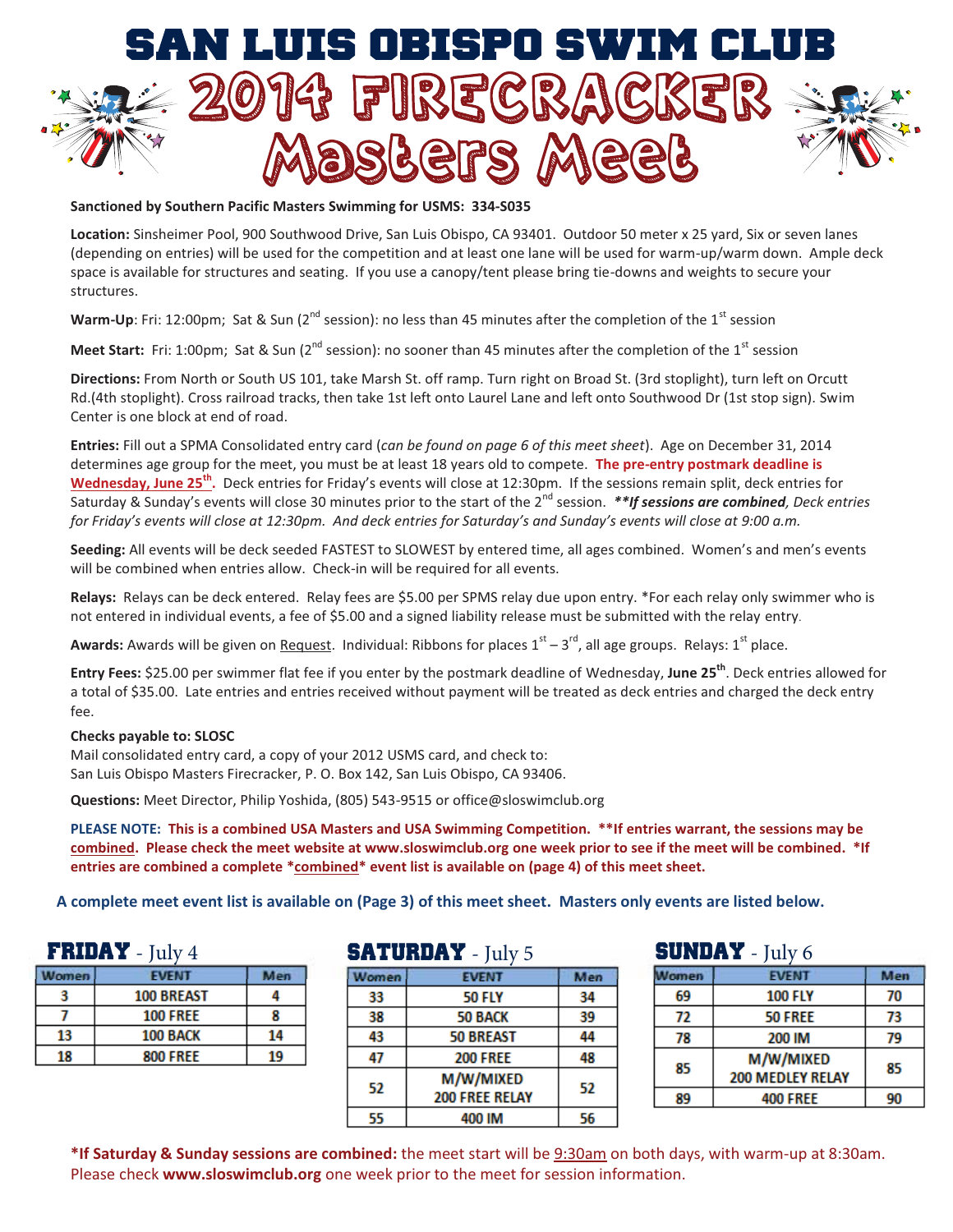# SAN LUIS OBISPO SWIM CLUB

# 2014 FIRECRACKER Masters Meet

**Sanctioned by Southern Pacific Masters Swimming for USMS: 334-S035**

**Location:** Sinsheimer Pool, 900 Southwood Drive, San Luis Obispo, CA 93401. Outdoor 50 meter x 25 yard, Six or seven lanes (depending on entries) will be used for the competition and at least one lane will be used for warm-up/warm down. Ample deck space is available for structures and seating. If you use a canopy/tent please bring tie-downs and weights to secure your structures.

**Warm-Up**: Fri: 12:00pm; Sat & Sun (2nd session): no less than 45 minutes after the completion of the 1st session

**Meet Start:** Fri: 1:00pm; Sat & Sun (2nd session): no sooner than 45 minutes after the completion of the 1st session

**Directions:** From North or South US 101, take Marsh St. off ramp. Turn right on Broad St. (3rd stoplight), turn left on Orcutt Rd.(4th stoplight). Cross railroad tracks, then take 1st left onto Laurel Lane and left onto Southwood Dr (1st stop sign). Swim Center is one block at end of road.

**Entries:** Fill out a SPMA Consolidated entry card (*can be found on page 6 of this meet sheet*). Age on December 31, 2014 determines age group for the meet, you must be at least 18 years old to compete. **The pre-entry postmark deadline is Wednesday, June 25th.** Deck entries for Friday's events will close at 12:30pm. If the sessions remain split, deck entries for Saturday & Sunday's events will close 30 minutes prior to the start of the 2nd session. ***\*\*If sessions are combined**, Deck entries for Friday's events will close at 12:30pm. And deck entries for Saturday's and Sunday's events will close at 9:00 a.m.*

**Seeding:** All events will be deck seeded FASTEST to SLOWEST by entered time, all ages combined. Women's and men's events will be combined when entries allow. Check-in will be required for all events.

**Relays:** Relays can be deck entered. Relay fees are $5.00 per SPMS relay due upon entry. *For each relay only swimmer who is not entered in individual events, a fee of $5.00 and a signed liability release must be submitted with the relay entry.

**Awards:** Awards will be given on Request. Individual: Ribbons for places 1st – 3rd, all age groups. Relays: 1st place.

**Entry Fees:** $25.00 per swimmer flat fee if you enter by the postmark deadline of Wednesday, **June 25th**. Deck entries allowed for a total of $35.00. Late entries and entries received without payment will be treated as deck entries and charged the deck entry fee.

**Checks payable to: SLOSC**
Mail consolidated entry card, a copy of your 2012 USMS card, and check to:
San Luis Obispo Masters Firecracker, P. O. Box 142, San Luis Obispo, CA 93406.

**Questions:** Meet Director, Philip Yoshida, (805) 543-9515 or office@sloswimclub.org

**PLEASE NOTE: This is a combined USA Masters and USA Swimming Competition. \*\*If entries warrant, the sessions may be combined. Please check the meet website at www.sloswimclub.org one week prior to see if the meet will be combined. \*If entries are combined a complete \*combined\* event list is available on (page 4) of this meet sheet.**

**A complete meet event list is available on (Page 3) of this meet sheet. Masters only events are listed below.**

### FRIDAY - July 4

| Women | EVENT | Men |
|---|---|---|
| 3 | 100 BREAST | 4 |
| 7 | 100 FREE | 8 |
| 13 | 100 BACK | 14 |
| 18 | 800 FREE | 19 |

### SATURDAY - July 5

| Women | EVENT | Men |
|---|---|---|
| 33 | 50 FLY | 34 |
| 38 | 50 BACK | 39 |
| 43 | 50 BREAST | 44 |
| 47 | 200 FREE | 48 |
| 52 | M/W/MIXED 200 FREE RELAY | 52 |
| 55 | 400 IM | 56 |

### SUNDAY - July 6

| Women | EVENT | Men |
|---|---|---|
| 69 | 100 FLY | 70 |
| 72 | 50 FREE | 73 |
| 78 | 200 IM | 79 |
| 85 | M/W/MIXED 200 MEDLEY RELAY | 85 |
| 89 | 400 FREE | 90 |

**\*If Saturday & Sunday sessions are combined:** the meet start will be 9:30am on both days, with warm-up at 8:30am. Please check **www.sloswimclub.org** one week prior to the meet for session information.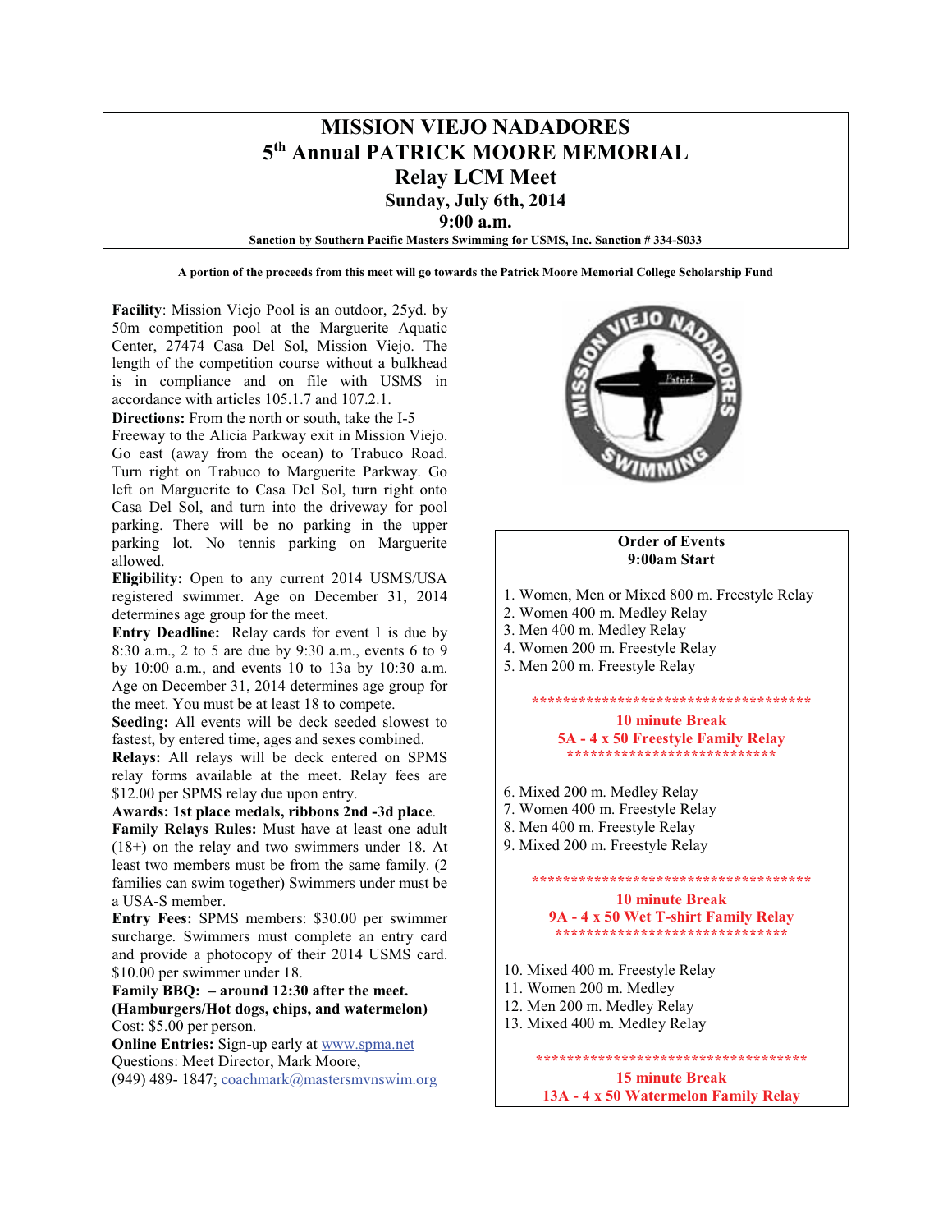# MISSION VIEJO NADADORES
## 5th Annual PATRICK MOORE MEMORIAL
## Relay LCM Meet
### Sunday, July 6th, 2014
### 9:00 a.m.

**Sanction by Southern Pacific Masters Swimming for USMS, Inc. Sanction # 334-S033**

**A portion of the proceeds from this meet will go towards the Patrick Moore Memorial College Scholarship Fund**

**Facility**: Mission Viejo Pool is an outdoor, 25yd. by 50m competition pool at the Marguerite Aquatic Center, 27474 Casa Del Sol, Mission Viejo. The length of the competition course without a bulkhead is in compliance and on file with USMS in accordance with articles 105.1.7 and 107.2.1.

**Directions:** From the north or south, take the I-5 Freeway to the Alicia Parkway exit in Mission Viejo. Go east (away from the ocean) to Trabuco Road. Turn right on Trabuco to Marguerite Parkway. Go left on Marguerite to Casa Del Sol, turn right onto Casa Del Sol, and turn into the driveway for pool parking. There will be no parking in the upper parking lot. No tennis parking on Marguerite allowed.

**Eligibility:** Open to any current 2014 USMS/USA registered swimmer. Age on December 31, 2014 determines age group for the meet.

**Entry Deadline:** Relay cards for event 1 is due by 8:30 a.m., 2 to 5 are due by 9:30 a.m., events 6 to 9 by 10:00 a.m., and events 10 to 13a by 10:30 a.m. Age on December 31, 2014 determines age group for the meet. You must be at least 18 to compete.

**Seeding:** All events will be deck seeded slowest to fastest, by entered time, ages and sexes combined.

**Relays:** All relays will be deck entered on SPMS relay forms available at the meet. Relay fees are $12.00 per SPMS relay due upon entry.

**Awards: 1st place medals, ribbons 2nd -3d place**.

**Family Relays Rules:** Must have at least one adult (18+) on the relay and two swimmers under 18. At least two members must be from the same family. (2 families can swim together) Swimmers under must be a USA-S member.

**Entry Fees:** SPMS members: $30.00 per swimmer surcharge. Swimmers must complete an entry card and provide a photocopy of their 2014 USMS card. $10.00 per swimmer under 18.

**Family BBQ: – around 12:30 after the meet.**
**(Hamburgers/Hot dogs, chips, and watermelon)**
Cost: $5.00 per person.

**Online Entries:** Sign-up early at www.spma.net
Questions: Meet Director, Mark Moore,
(949) 489- 1847; coachmark@mastersmvnswim.org

**Order of Events**
**9:00am Start**

1. Women, Men or Mixed 800 m. Freestyle Relay
2. Women 400 m. Medley Relay
3. Men 400 m. Medley Relay
4. Women 200 m. Freestyle Relay
5. Men 200 m. Freestyle Relay

**10 minute Break**
**5A - 4 x 50 Freestyle Family Relay**

6. Mixed 200 m. Medley Relay
7. Women 400 m. Freestyle Relay
8. Men 400 m. Freestyle Relay
9. Mixed 200 m. Freestyle Relay

**10 minute Break**
**9A - 4 x 50 Wet T-shirt Family Relay**

10. Mixed 400 m. Freestyle Relay
11. Women 200 m. Medley
12. Men 200 m. Medley Relay
13. Mixed 400 m. Medley Relay

**15 minute Break**
**13A - 4 x 50 Watermelon Family Relay**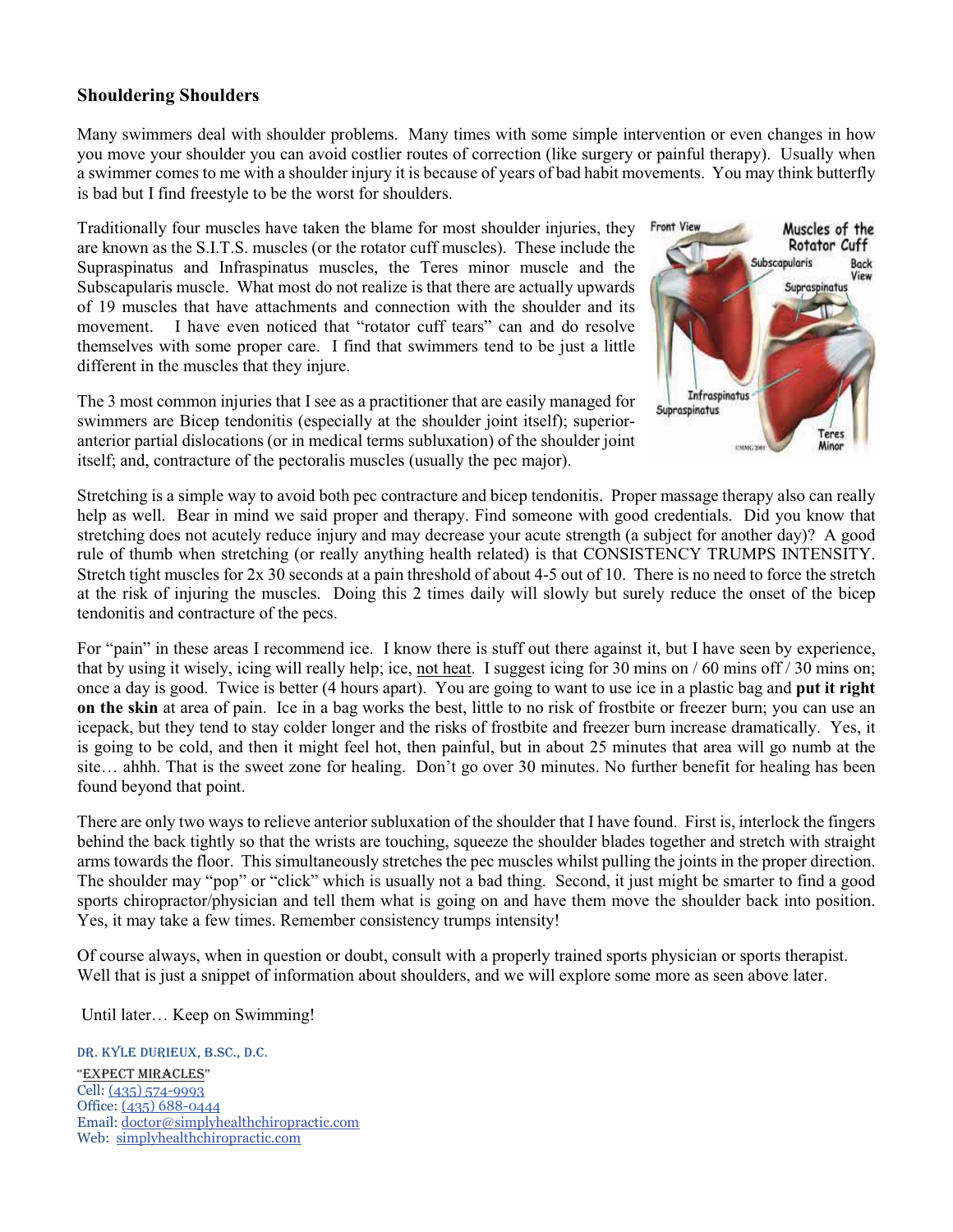### Shouldering Shoulders

Many swimmers deal with shoulder problems. Many times with some simple intervention or even changes in how you move your shoulder you can avoid costlier routes of correction (like surgery or painful therapy). Usually when a swimmer comes to me with a shoulder injury it is because of years of bad habit movements. You may think butterfly is bad but I find freestyle to be the worst for shoulders.

Traditionally four muscles have taken the blame for most shoulder injuries, they are known as the S.I.T.S. muscles (or the rotator cuff muscles). These include the Supraspinatus and Infraspinatus muscles, the Teres minor muscle and the Subscapularis muscle. What most do not realize is that there are actually upwards of 19 muscles that have attachments and connection with the shoulder and its movement. I have even noticed that "rotator cuff tears" can and do resolve themselves with some proper care. I find that swimmers tend to be just a little different in the muscles that they injure.

The 3 most common injuries that I see as a practitioner that are easily managed for swimmers are Bicep tendonitis (especially at the shoulder joint itself); superior-anterior partial dislocations (or in medical terms subluxation) of the shoulder joint itself; and, contracture of the pectoralis muscles (usually the pec major).

Stretching is a simple way to avoid both pec contracture and bicep tendonitis. Proper massage therapy also can really help as well. Bear in mind we said proper and therapy. Find someone with good credentials. Did you know that stretching does not acutely reduce injury and may decrease your acute strength (a subject for another day)? A good rule of thumb when stretching (or really anything health related) is that CONSISTENCY TRUMPS INTENSITY. Stretch tight muscles for 2x 30 seconds at a pain threshold of about 4-5 out of 10. There is no need to force the stretch at the risk of injuring the muscles. Doing this 2 times daily will slowly but surely reduce the onset of the bicep tendonitis and contracture of the pecs.

For "pain" in these areas I recommend ice. I know there is stuff out there against it, but I have seen by experience, that by using it wisely, icing will really help; ice, not heat. I suggest icing for 30 mins on / 60 mins off / 30 mins on; once a day is good. Twice is better (4 hours apart). You are going to want to use ice in a plastic bag and **put it right on the skin** at area of pain. Ice in a bag works the best, little to no risk of frostbite or freezer burn; you can use an icepack, but they tend to stay colder longer and the risks of frostbite and freezer burn increase dramatically. Yes, it is going to be cold, and then it might feel hot, then painful, but in about 25 minutes that area will go numb at the site… ahhh. That is the sweet zone for healing. Don't go over 30 minutes. No further benefit for healing has been found beyond that point.

There are only two ways to relieve anterior subluxation of the shoulder that I have found. First is, interlock the fingers behind the back tightly so that the wrists are touching, squeeze the shoulder blades together and stretch with straight arms towards the floor. This simultaneously stretches the pec muscles whilst pulling the joints in the proper direction. The shoulder may "pop" or "click" which is usually not a bad thing. Second, it just might be smarter to find a good sports chiropractor/physician and tell them what is going on and have them move the shoulder back into position. Yes, it may take a few times. Remember consistency trumps intensity!

Of course always, when in question or doubt, consult with a properly trained sports physician or sports therapist. Well that is just a snippet of information about shoulders, and we will explore some more as seen above later.

Until later… Keep on Swimming!

DR. KYLE DURIEUX, B.SC., D.C.
"EXPECT MIRACLES"
Cell: (435) 574-9993
Office: (435) 688-0444
Email: doctor@simplyhealthchiropractic.com
Web: simplyhealthchiropractic.com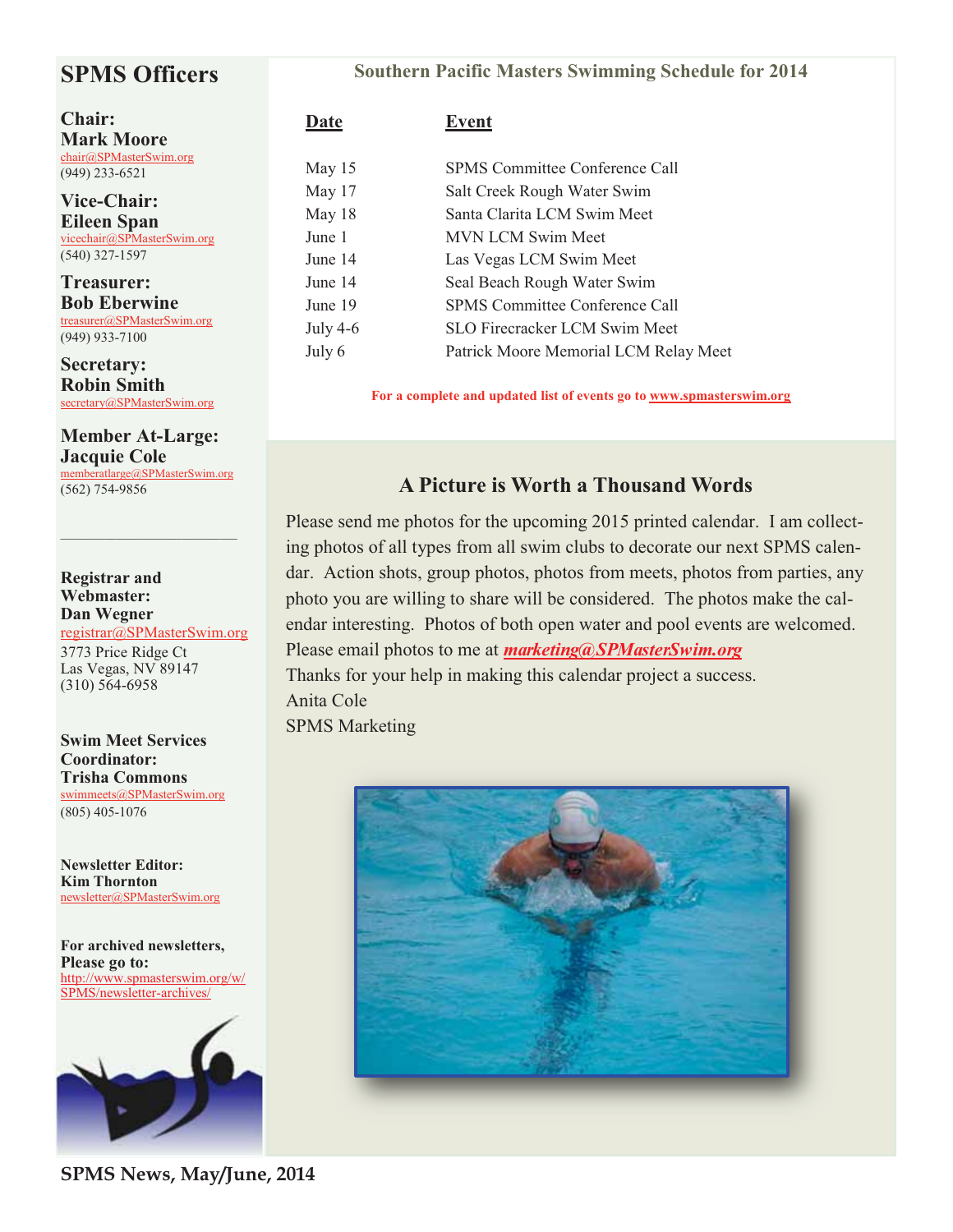## SPMS Officers

**Chair:**
**Mark Moore**
chair@SPMasterSwim.org
(949) 233-6521

**Vice-Chair:**
**Eileen Span**
vicechair@SPMasterSwim.org
(540) 327-1597

**Treasurer:**
**Bob Eberwine**
treasurer@SPMasterSwim.org
(949) 933-7100

**Secretary:**
**Robin Smith**
secretary@SPMasterSwim.org

**Member At-Large:**
**Jacquie Cole**
memberatlarge@SPMasterSwim.org
(562) 754-9856

---

**Registrar and Webmaster:**
**Dan Wegner**
registrar@SPMasterSwim.org
3773 Price Ridge Ct
Las Vegas, NV 89147
(310) 564-6958

**Swim Meet Services Coordinator:**
**Trisha Commons**
swimmeets@SPMasterSwim.org
(805) 405-1076

**Newsletter Editor:**
**Kim Thornton**
newsletter@SPMasterSwim.org

**For archived newsletters, Please go to:**
http://www.spmasterswim.org/w/SPMS/newsletter-archives/

## Southern Pacific Masters Swimming Schedule for 2014

| Date | Event |
|---|---|
| May 15 | SPMS Committee Conference Call |
| May 17 | Salt Creek Rough Water Swim |
| May 18 | Santa Clarita LCM Swim Meet |
| June 1 | MVN LCM Swim Meet |
| June 14 | Las Vegas LCM Swim Meet |
| June 14 | Seal Beach Rough Water Swim |
| June 19 | SPMS Committee Conference Call |
| July 4-6 | SLO Firecracker LCM Swim Meet |
| July 6 | Patrick Moore Memorial LCM Relay Meet |

**For a complete and updated list of events go to www.spmasterswim.org**

## A Picture is Worth a Thousand Words

Please send me photos for the upcoming 2015 printed calendar. I am collecting photos of all types from all swim clubs to decorate our next SPMS calendar. Action shots, group photos, photos from meets, photos from parties, any photo you are willing to share will be considered. The photos make the calendar interesting. Photos of both open water and pool events are welcomed. Please email photos to me at ***marketing@SPMasterSwim.org***
Thanks for your help in making this calendar project a success.
Anita Cole
SPMS Marketing